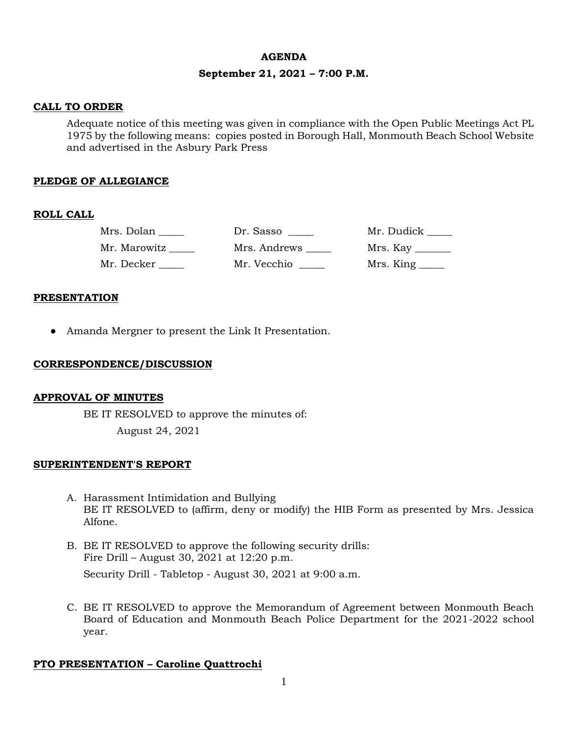**AGENDA**

**September 21, 2021 – 7:00 P.M.**

## CALL TO ORDER

Adequate notice of this meeting was given in compliance with the Open Public Meetings Act PL 1975 by the following means: copies posted in Borough Hall, Monmouth Beach School Website and advertised in the Asbury Park Press

## PLEDGE OF ALLEGIANCE

## ROLL CALL

| | | |
|---|---|---|
| Mrs. Dolan _____ | Dr. Sasso _____ | Mr. Dudick _____ |
| Mr. Marowitz _____ | Mrs. Andrews _____ | Mrs. Kay _______ |
| Mr. Decker _____ | Mr. Vecchio _____ | Mrs. King _____ |

## PRESENTATION

- Amanda Mergner to present the Link It Presentation.

## CORRESPONDENCE/DISCUSSION

## APPROVAL OF MINUTES

BE IT RESOLVED to approve the minutes of:

August 24, 2021

## SUPERINTENDENT'S REPORT

A. Harassment Intimidation and Bullying
BE IT RESOLVED to (affirm, deny or modify) the HIB Form as presented by Mrs. Jessica Alfone.

B. BE IT RESOLVED to approve the following security drills:
Fire Drill – August 30, 2021 at 12:20 p.m.
Security Drill - Tabletop - August 30, 2021 at 9:00 a.m.

C. BE IT RESOLVED to approve the Memorandum of Agreement between Monmouth Beach Board of Education and Monmouth Beach Police Department for the 2021-2022 school year.

## PTO PRESENTATION – Caroline Quattrochi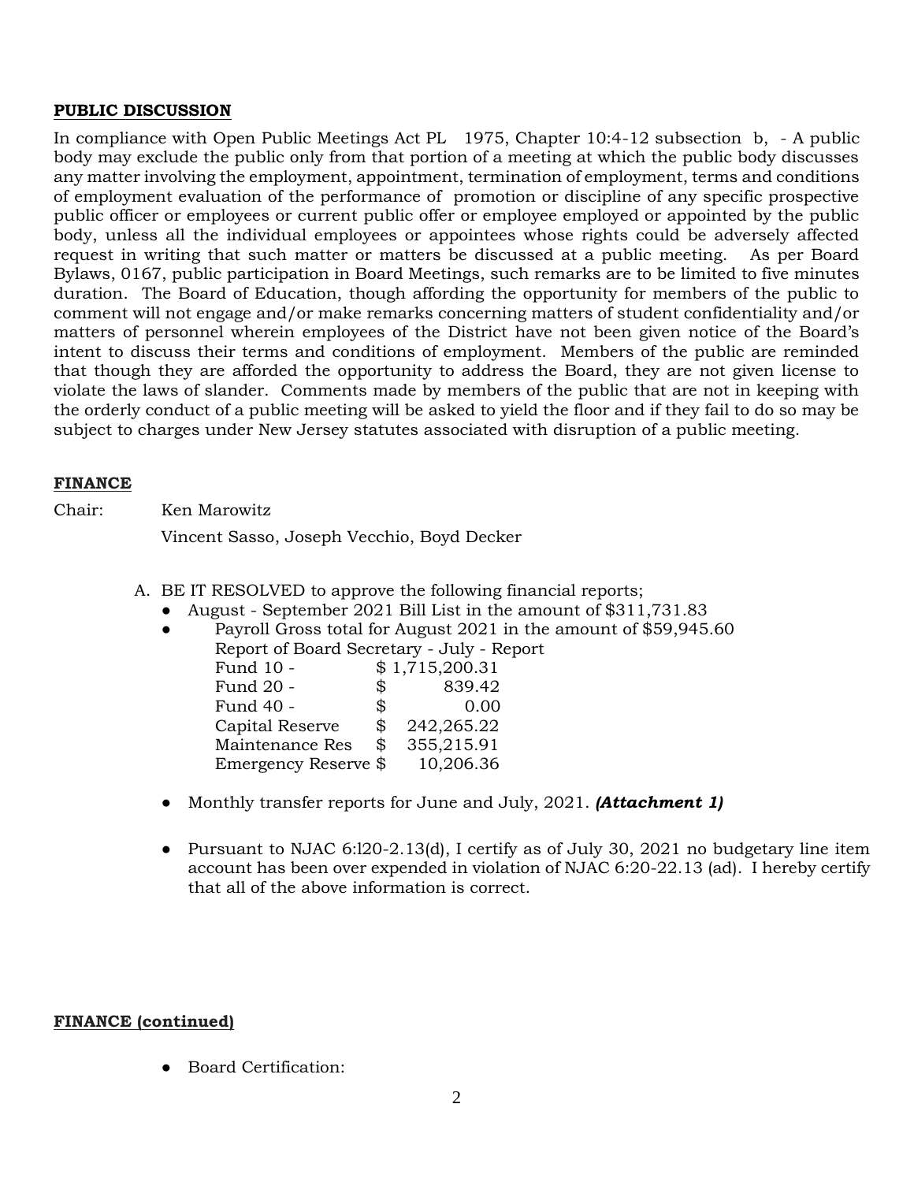**PUBLIC DISCUSSION**

In compliance with Open Public Meetings Act PL 1975, Chapter 10:4-12 subsection b, - A public body may exclude the public only from that portion of a meeting at which the public body discusses any matter involving the employment, appointment, termination of employment, terms and conditions of employment evaluation of the performance of promotion or discipline of any specific prospective public officer or employees or current public offer or employee employed or appointed by the public body, unless all the individual employees or appointees whose rights could be adversely affected request in writing that such matter or matters be discussed at a public meeting. As per Board Bylaws, 0167, public participation in Board Meetings, such remarks are to be limited to five minutes duration. The Board of Education, though affording the opportunity for members of the public to comment will not engage and/or make remarks concerning matters of student confidentiality and/or matters of personnel wherein employees of the District have not been given notice of the Board's intent to discuss their terms and conditions of employment. Members of the public are reminded that though they are afforded the opportunity to address the Board, they are not given license to violate the laws of slander. Comments made by members of the public that are not in keeping with the orderly conduct of a public meeting will be asked to yield the floor and if they fail to do so may be subject to charges under New Jersey statutes associated with disruption of a public meeting.

**FINANCE**

Chair: Ken Marowitz

Vincent Sasso, Joseph Vecchio, Boyd Decker

A. BE IT RESOLVED to approve the following financial reports;
   - August - September 2021 Bill List in the amount of $311,731.83
   - Payroll Gross total for August 2021 in the amount of $59,945.60

     Report of Board Secretary - July - Report

     | | |
     |---|---|
     | Fund 10 - | $ 1,715,200.31 |
     | Fund 20 - | $ 839.42 |
     | Fund 40 - | $ 0.00 |
     | Capital Reserve | $ 242,265.22 |
     | Maintenance Res | $ 355,215.91 |
     | Emergency Reserve | $ 10,206.36 |

   - Monthly transfer reports for June and July, 2021. ***(Attachment 1)***
   - Pursuant to NJAC 6:l20-2.13(d), I certify as of July 30, 2021 no budgetary line item account has been over expended in violation of NJAC 6:20-22.13 (ad). I hereby certify that all of the above information is correct.

**FINANCE (continued)**

- Board Certification: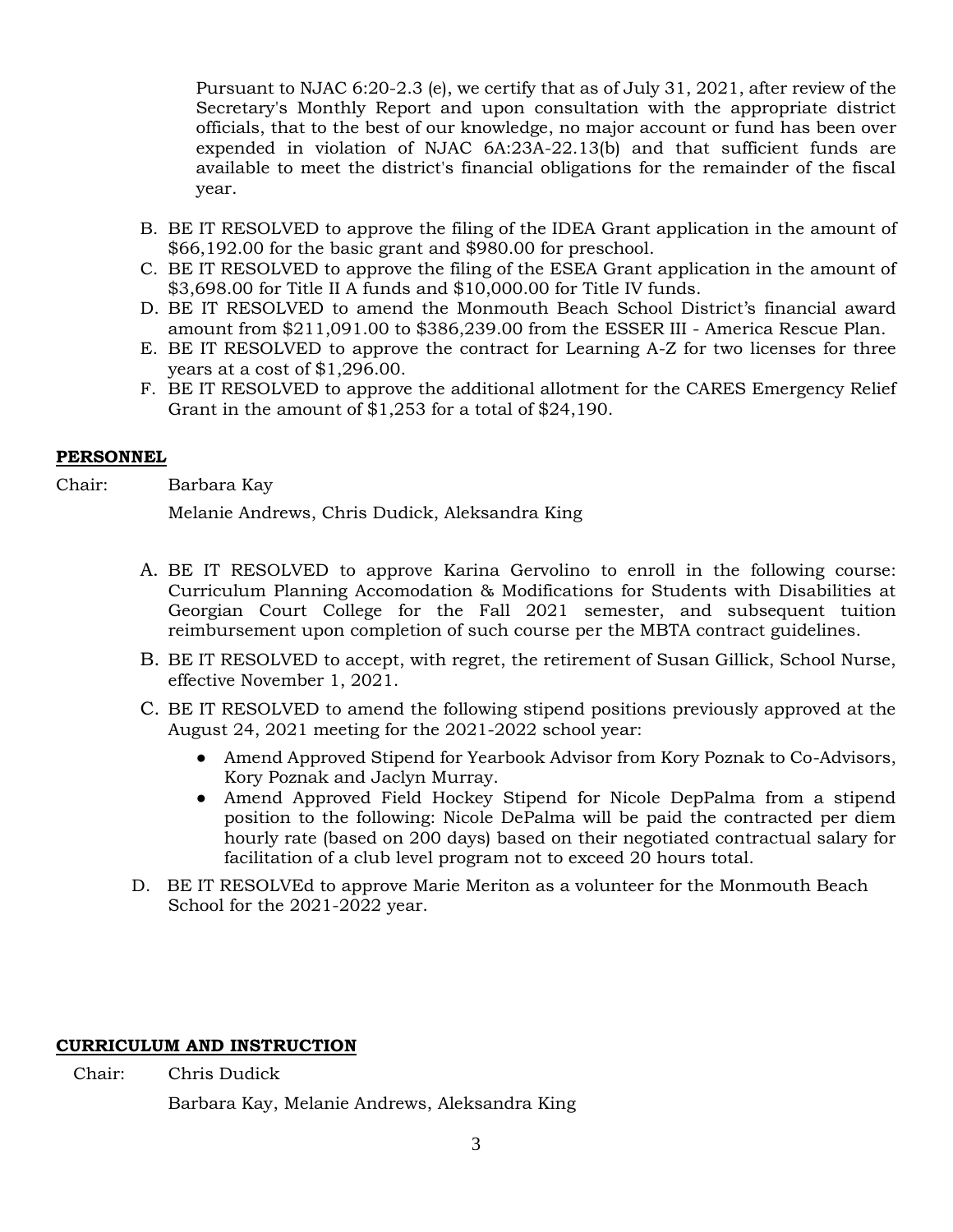Pursuant to NJAC 6:20-2.3 (e), we certify that as of July 31, 2021, after review of the Secretary's Monthly Report and upon consultation with the appropriate district officials, that to the best of our knowledge, no major account or fund has been over expended in violation of NJAC 6A:23A-22.13(b) and that sufficient funds are available to meet the district's financial obligations for the remainder of the fiscal year.

B. BE IT RESOLVED to approve the filing of the IDEA Grant application in the amount of $66,192.00 for the basic grant and $980.00 for preschool.

C. BE IT RESOLVED to approve the filing of the ESEA Grant application in the amount of $3,698.00 for Title II A funds and $10,000.00 for Title IV funds.

D. BE IT RESOLVED to amend the Monmouth Beach School District's financial award amount from $211,091.00 to $386,239.00 from the ESSER III - America Rescue Plan.

E. BE IT RESOLVED to approve the contract for Learning A-Z for two licenses for three years at a cost of $1,296.00.

F. BE IT RESOLVED to approve the additional allotment for the CARES Emergency Relief Grant in the amount of $1,253 for a total of $24,190.

**PERSONNEL**

Chair: Barbara Kay

Melanie Andrews, Chris Dudick, Aleksandra King

A. BE IT RESOLVED to approve Karina Gervolino to enroll in the following course: Curriculum Planning Accomodation & Modifications for Students with Disabilities at Georgian Court College for the Fall 2021 semester, and subsequent tuition reimbursement upon completion of such course per the MBTA contract guidelines.

B. BE IT RESOLVED to accept, with regret, the retirement of Susan Gillick, School Nurse, effective November 1, 2021.

C. BE IT RESOLVED to amend the following stipend positions previously approved at the August 24, 2021 meeting for the 2021-2022 school year:

- Amend Approved Stipend for Yearbook Advisor from Kory Poznak to Co-Advisors, Kory Poznak and Jaclyn Murray.
- Amend Approved Field Hockey Stipend for Nicole DepPalma from a stipend position to the following: Nicole DePalma will be paid the contracted per diem hourly rate (based on 200 days) based on their negotiated contractual salary for facilitation of a club level program not to exceed 20 hours total.

D. BE IT RESOLVEd to approve Marie Meriton as a volunteer for the Monmouth Beach School for the 2021-2022 year.

**CURRICULUM AND INSTRUCTION**

Chair: Chris Dudick

Barbara Kay, Melanie Andrews, Aleksandra King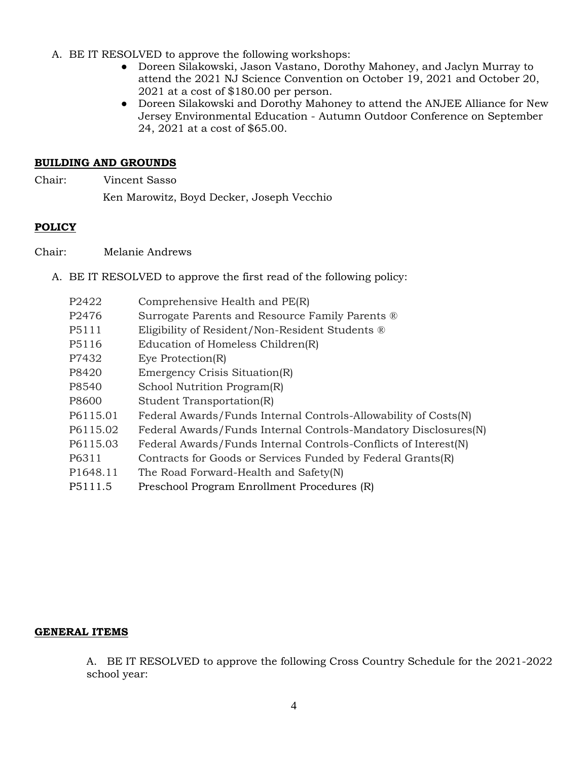A. BE IT RESOLVED to approve the following workshops:
   - Doreen Silakowski, Jason Vastano, Dorothy Mahoney, and Jaclyn Murray to attend the 2021 NJ Science Convention on October 19, 2021 and October 20, 2021 at a cost of $180.00 per person.
   - Doreen Silakowski and Dorothy Mahoney to attend the ANJEE Alliance for New Jersey Environmental Education - Autumn Outdoor Conference on September 24, 2021 at a cost of $65.00.

**BUILDING AND GROUNDS**

Chair: Vincent Sasso

Ken Marowitz, Boyd Decker, Joseph Vecchio

**POLICY**

Chair: Melanie Andrews

A. BE IT RESOLVED to approve the first read of the following policy:

| | |
|---|---|
| P2422 | Comprehensive Health and PE(R) |
| P2476 | Surrogate Parents and Resource Family Parents ® |
| P5111 | Eligibility of Resident/Non-Resident Students ® |
| P5116 | Education of Homeless Children(R) |
| P7432 | Eye Protection(R) |
| P8420 | Emergency Crisis Situation(R) |
| P8540 | School Nutrition Program(R) |
| P8600 | Student Transportation(R) |
| P6115.01 | Federal Awards/Funds Internal Controls-Allowability of Costs(N) |
| P6115.02 | Federal Awards/Funds Internal Controls-Mandatory Disclosures(N) |
| P6115.03 | Federal Awards/Funds Internal Controls-Conflicts of Interest(N) |
| P6311 | Contracts for Goods or Services Funded by Federal Grants(R) |
| P1648.11 | The Road Forward-Health and Safety(N) |
| P5111.5 | Preschool Program Enrollment Procedures (R) |

**GENERAL ITEMS**

A. BE IT RESOLVED to approve the following Cross Country Schedule for the 2021-2022 school year: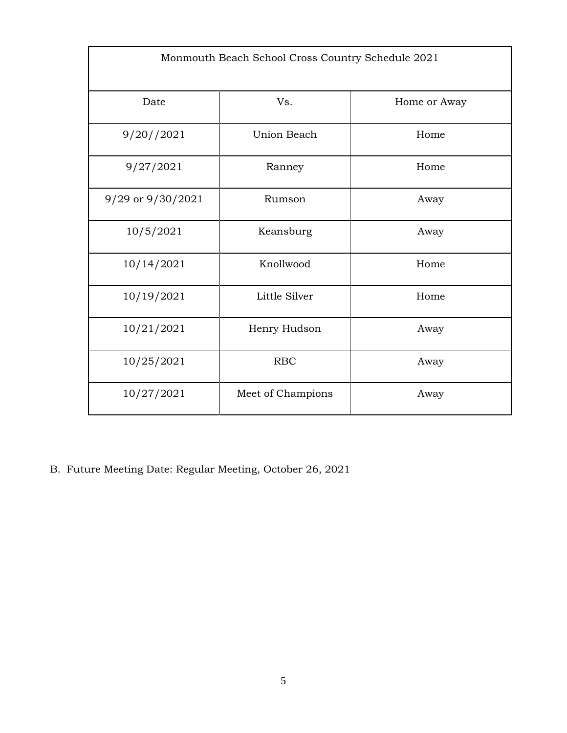| Monmouth Beach School Cross Country Schedule 2021 | | |
|---|---|---|
| Date | Vs. | Home or Away |
| 9/20//2021 | Union Beach | Home |
| 9/27/2021 | Ranney | Home |
| 9/29 or 9/30/2021 | Rumson | Away |
| 10/5/2021 | Keansburg | Away |
| 10/14/2021 | Knollwood | Home |
| 10/19/2021 | Little Silver | Home |
| 10/21/2021 | Henry Hudson | Away |
| 10/25/2021 | RBC | Away |
| 10/27/2021 | Meet of Champions | Away |

B. Future Meeting Date: Regular Meeting, October 26, 2021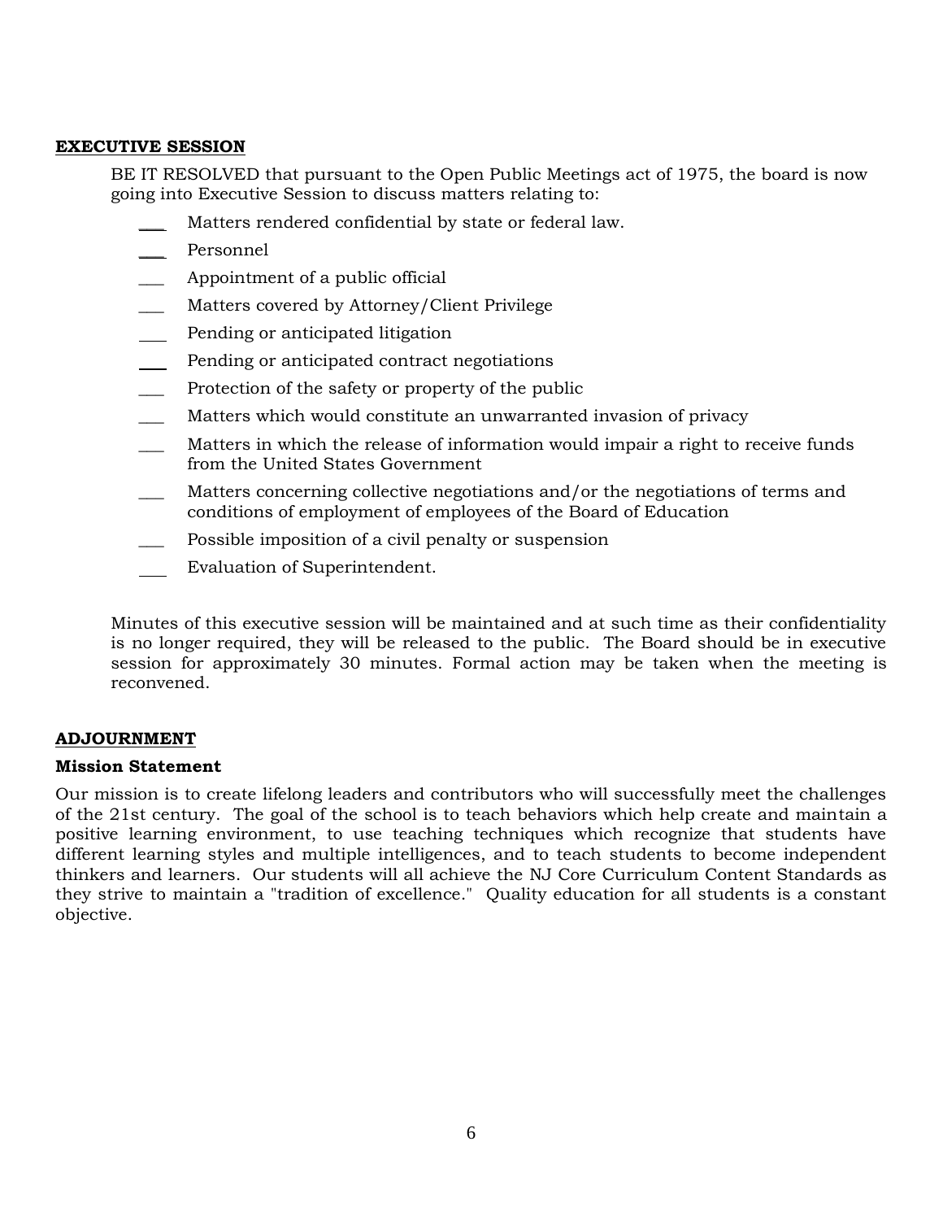**EXECUTIVE SESSION**

BE IT RESOLVED that pursuant to the Open Public Meetings act of 1975, the board is now going into Executive Session to discuss matters relating to:

- ___ Matters rendered confidential by state or federal law.
- ___ Personnel
- ___ Appointment of a public official
- ___ Matters covered by Attorney/Client Privilege
- ___ Pending or anticipated litigation
- ___ Pending or anticipated contract negotiations
- ___ Protection of the safety or property of the public
- ___ Matters which would constitute an unwarranted invasion of privacy
- ___ Matters in which the release of information would impair a right to receive funds from the United States Government
- ___ Matters concerning collective negotiations and/or the negotiations of terms and conditions of employment of employees of the Board of Education
- ___ Possible imposition of a civil penalty or suspension
- ___ Evaluation of Superintendent.

Minutes of this executive session will be maintained and at such time as their confidentiality is no longer required, they will be released to the public. The Board should be in executive session for approximately 30 minutes. Formal action may be taken when the meeting is reconvened.

**ADJOURNMENT**

**Mission Statement**

Our mission is to create lifelong leaders and contributors who will successfully meet the challenges of the 21st century. The goal of the school is to teach behaviors which help create and maintain a positive learning environment, to use teaching techniques which recognize that students have different learning styles and multiple intelligences, and to teach students to become independent thinkers and learners. Our students will all achieve the NJ Core Curriculum Content Standards as they strive to maintain a "tradition of excellence." Quality education for all students is a constant objective.